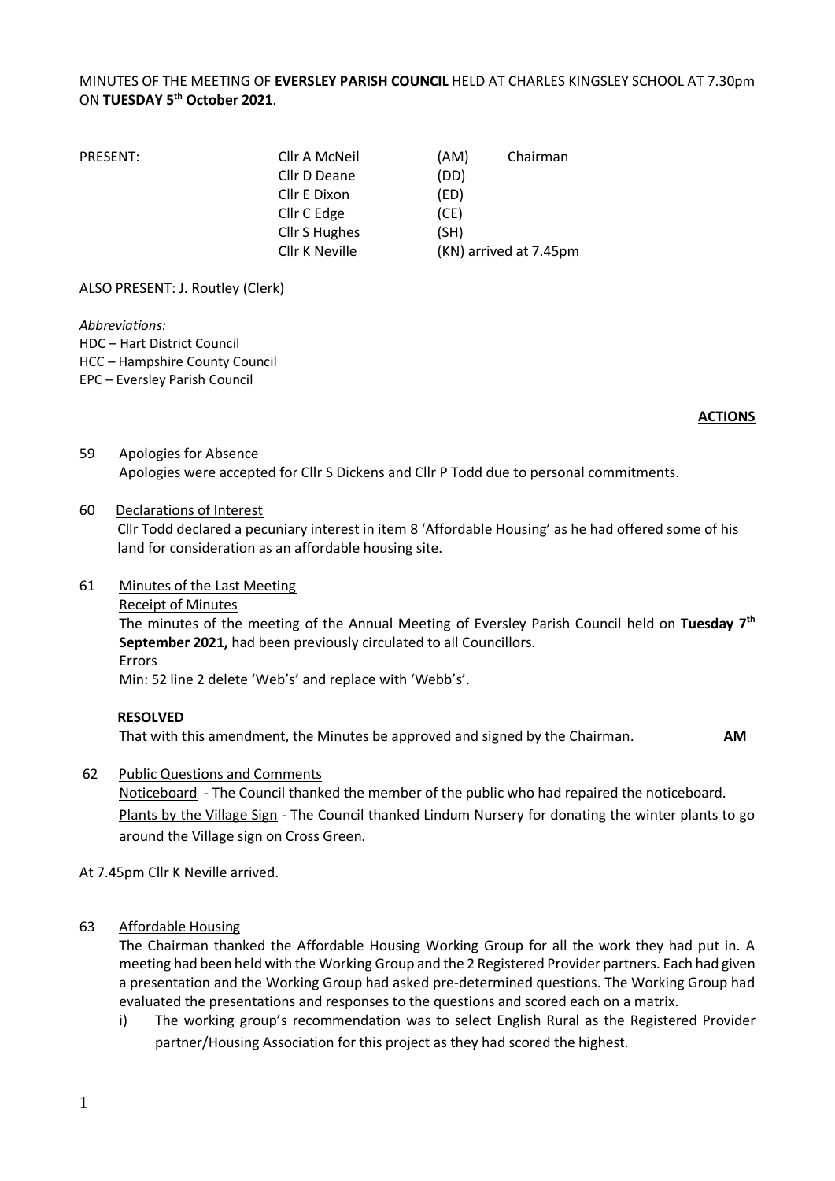MINUTES OF THE MEETING OF **EVERSLEY PARISH COUNCIL** HELD AT CHARLES KINGSLEY SCHOOL AT 7.30pm ON **TUESDAY 5th October 2021**.

| PRESENT: | Cllr A McNeil | (AM) | Chairman |
|---|---|---|---|
| | Cllr D Deane | (DD) | |
| | Cllr E Dixon | (ED) | |
| | Cllr C Edge | (CE) | |
| | Cllr S Hughes | (SH) | |
| | Cllr K Neville | (KN) arrived at 7.45pm | |

ALSO PRESENT: J. Routley (Clerk)

*Abbreviations:*
HDC – Hart District Council
HCC – Hampshire County Council
EPC – Eversley Parish Council

**ACTIONS**

59 Apologies for Absence

Apologies were accepted for Cllr S Dickens and Cllr P Todd due to personal commitments.

60 Declarations of Interest

Cllr Todd declared a pecuniary interest in item 8 'Affordable Housing' as he had offered some of his land for consideration as an affordable housing site.

61 Minutes of the Last Meeting

Receipt of Minutes

The minutes of the meeting of the Annual Meeting of Eversley Parish Council held on **Tuesday 7th September 2021,** had been previously circulated to all Councillors.

Errors

Min: 52 line 2 delete 'Web's' and replace with 'Webb's'.

**RESOLVED**

That with this amendment, the Minutes be approved and signed by the Chairman. **AM**

62 Public Questions and Comments

Noticeboard - The Council thanked the member of the public who had repaired the noticeboard.

Plants by the Village Sign - The Council thanked Lindum Nursery for donating the winter plants to go around the Village sign on Cross Green.

At 7.45pm Cllr K Neville arrived.

63 Affordable Housing

The Chairman thanked the Affordable Housing Working Group for all the work they had put in. A meeting had been held with the Working Group and the 2 Registered Provider partners. Each had given a presentation and the Working Group had asked pre-determined questions. The Working Group had evaluated the presentations and responses to the questions and scored each on a matrix.

i) The working group's recommendation was to select English Rural as the Registered Provider partner/Housing Association for this project as they had scored the highest.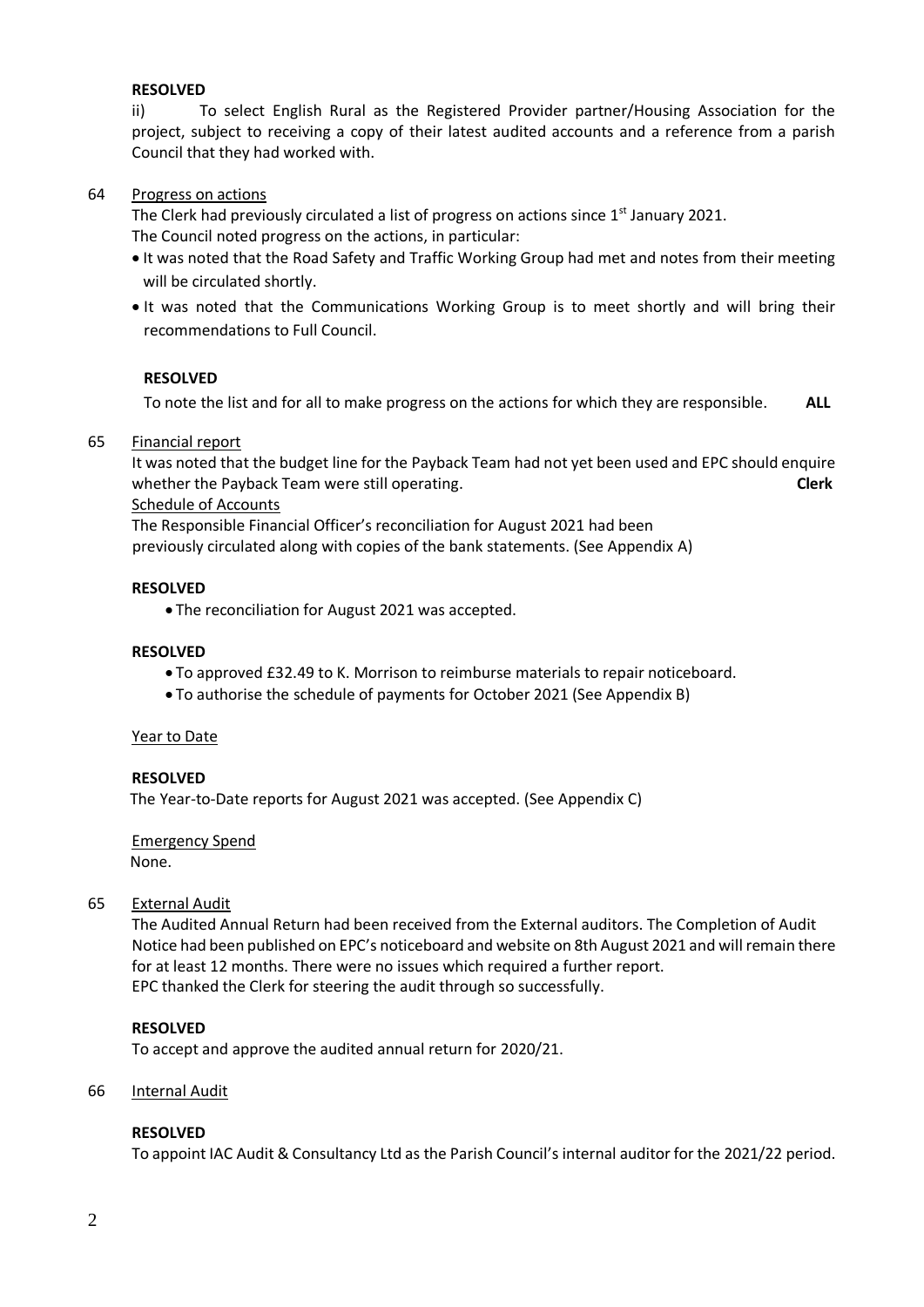**RESOLVED**

ii) To select English Rural as the Registered Provider partner/Housing Association for the project, subject to receiving a copy of their latest audited accounts and a reference from a parish Council that they had worked with.

64 Progress on actions

The Clerk had previously circulated a list of progress on actions since 1st January 2021.

The Council noted progress on the actions, in particular:

- It was noted that the Road Safety and Traffic Working Group had met and notes from their meeting will be circulated shortly.
- It was noted that the Communications Working Group is to meet shortly and will bring their recommendations to Full Council.

**RESOLVED**

To note the list and for all to make progress on the actions for which they are responsible. **ALL**

65 Financial report

It was noted that the budget line for the Payback Team had not yet been used and EPC should enquire whether the Payback Team were still operating. **Clerk**

Schedule of Accounts

The Responsible Financial Officer's reconciliation for August 2021 had been previously circulated along with copies of the bank statements. (See Appendix A)

**RESOLVED**

- The reconciliation for August 2021 was accepted.

**RESOLVED**

- To approved £32.49 to K. Morrison to reimburse materials to repair noticeboard.
- To authorise the schedule of payments for October 2021 (See Appendix B)

Year to Date

**RESOLVED**

The Year-to-Date reports for August 2021 was accepted. (See Appendix C)

Emergency Spend

None.

65 External Audit

The Audited Annual Return had been received from the External auditors. The Completion of Audit Notice had been published on EPC's noticeboard and website on 8th August 2021 and will remain there for at least 12 months. There were no issues which required a further report.

EPC thanked the Clerk for steering the audit through so successfully.

**RESOLVED**

To accept and approve the audited annual return for 2020/21.

66 Internal Audit

**RESOLVED**

To appoint IAC Audit & Consultancy Ltd as the Parish Council's internal auditor for the 2021/22 period.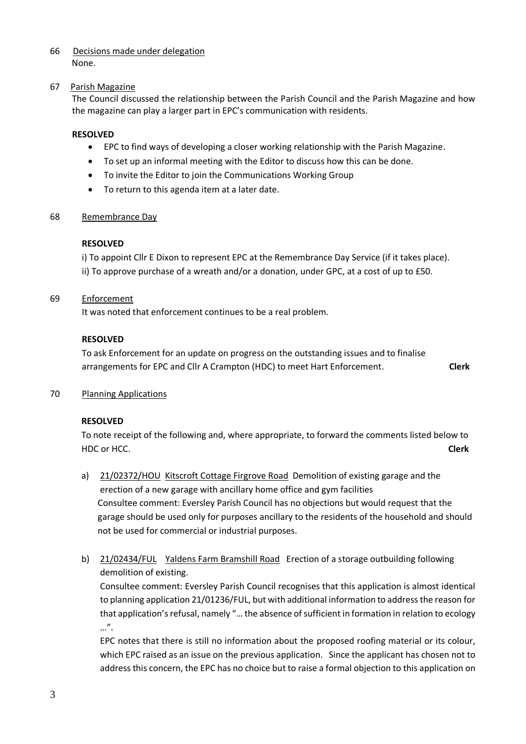66 Decisions made under delegation

None.

67 Parish Magazine

The Council discussed the relationship between the Parish Council and the Parish Magazine and how the magazine can play a larger part in EPC's communication with residents.

**RESOLVED**

- EPC to find ways of developing a closer working relationship with the Parish Magazine.
- To set up an informal meeting with the Editor to discuss how this can be done.
- To invite the Editor to join the Communications Working Group
- To return to this agenda item at a later date.

68 Remembrance Day

**RESOLVED**

i) To appoint Cllr E Dixon to represent EPC at the Remembrance Day Service (if it takes place).

ii) To approve purchase of a wreath and/or a donation, under GPC, at a cost of up to £50.

69 Enforcement

It was noted that enforcement continues to be a real problem.

**RESOLVED**

To ask Enforcement for an update on progress on the outstanding issues and to finalise arrangements for EPC and Cllr A Crampton (HDC) to meet Hart Enforcement. **Clerk**

70 Planning Applications

**RESOLVED**

To note receipt of the following and, where appropriate, to forward the comments listed below to HDC or HCC. **Clerk**

a) 21/02372/HOU Kitscroft Cottage Firgrove Road Demolition of existing garage and the erection of a new garage with ancillary home office and gym facilities

Consultee comment: Eversley Parish Council has no objections but would request that the garage should be used only for purposes ancillary to the residents of the household and should not be used for commercial or industrial purposes.

b) 21/02434/FUL Yaldens Farm Bramshill Road Erection of a storage outbuilding following demolition of existing.

Consultee comment: Eversley Parish Council recognises that this application is almost identical to planning application 21/01236/FUL, but with additional information to address the reason for that application's refusal, namely "… the absence of sufficient in formation in relation to ecology …".

EPC notes that there is still no information about the proposed roofing material or its colour, which EPC raised as an issue on the previous application. Since the applicant has chosen not to address this concern, the EPC has no choice but to raise a formal objection to this application on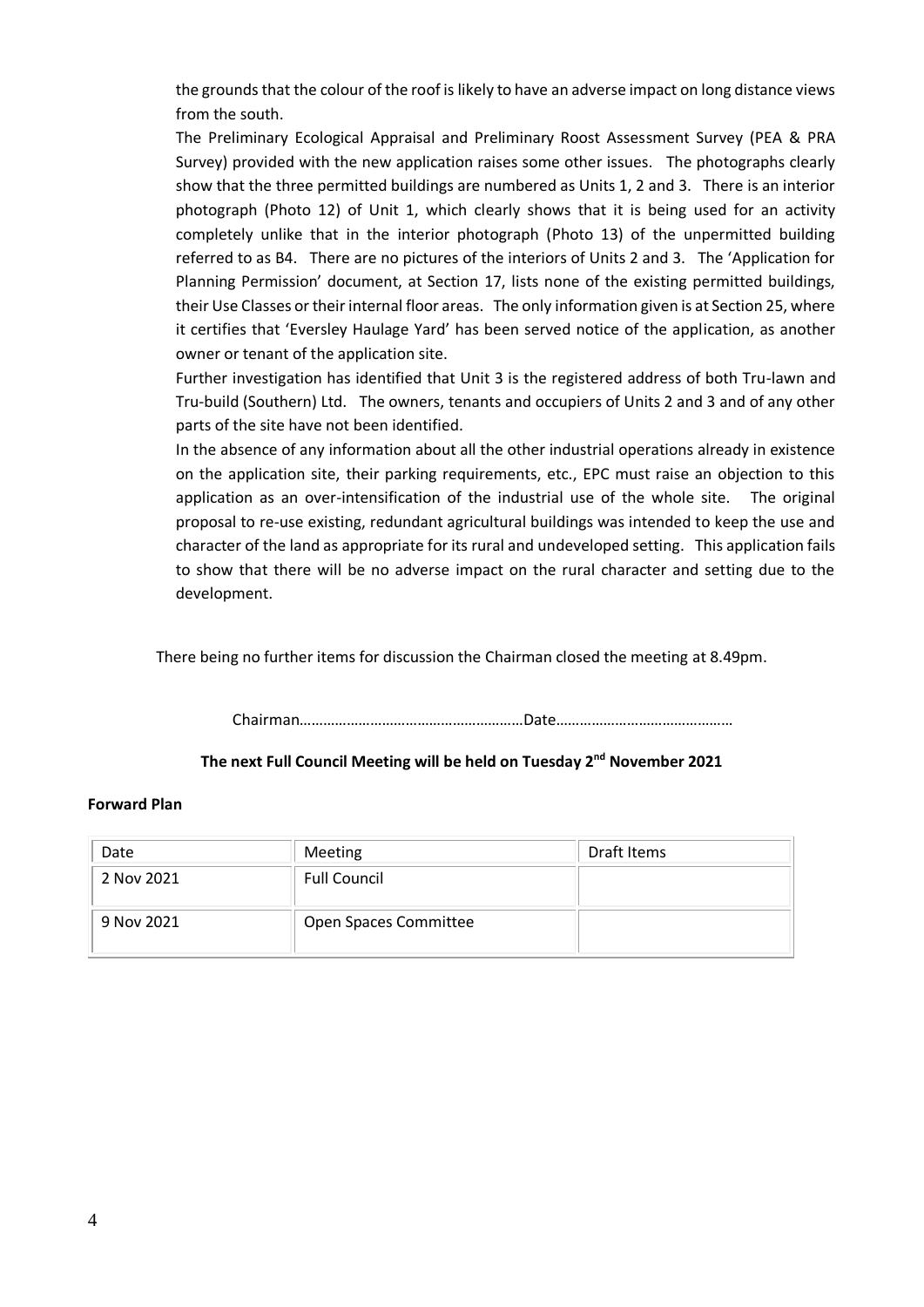the grounds that the colour of the roof is likely to have an adverse impact on long distance views from the south.

The Preliminary Ecological Appraisal and Preliminary Roost Assessment Survey (PEA & PRA Survey) provided with the new application raises some other issues. The photographs clearly show that the three permitted buildings are numbered as Units 1, 2 and 3. There is an interior photograph (Photo 12) of Unit 1, which clearly shows that it is being used for an activity completely unlike that in the interior photograph (Photo 13) of the unpermitted building referred to as B4. There are no pictures of the interiors of Units 2 and 3. The 'Application for Planning Permission' document, at Section 17, lists none of the existing permitted buildings, their Use Classes or their internal floor areas. The only information given is at Section 25, where it certifies that 'Eversley Haulage Yard' has been served notice of the application, as another owner or tenant of the application site.

Further investigation has identified that Unit 3 is the registered address of both Tru-lawn and Tru-build (Southern) Ltd. The owners, tenants and occupiers of Units 2 and 3 and of any other parts of the site have not been identified.

In the absence of any information about all the other industrial operations already in existence on the application site, their parking requirements, etc., EPC must raise an objection to this application as an over-intensification of the industrial use of the whole site. The original proposal to re-use existing, redundant agricultural buildings was intended to keep the use and character of the land as appropriate for its rural and undeveloped setting. This application fails to show that there will be no adverse impact on the rural character and setting due to the development.

There being no further items for discussion the Chairman closed the meeting at 8.49pm.

Chairman…………………………………………………Date………………………………………

**The next Full Council Meeting will be held on Tuesday 2nd November 2021**

**Forward Plan**

| Date | Meeting | Draft Items |
|---|---|---|
| 2 Nov 2021 | Full Council | |
| 9 Nov 2021 | Open Spaces Committee | |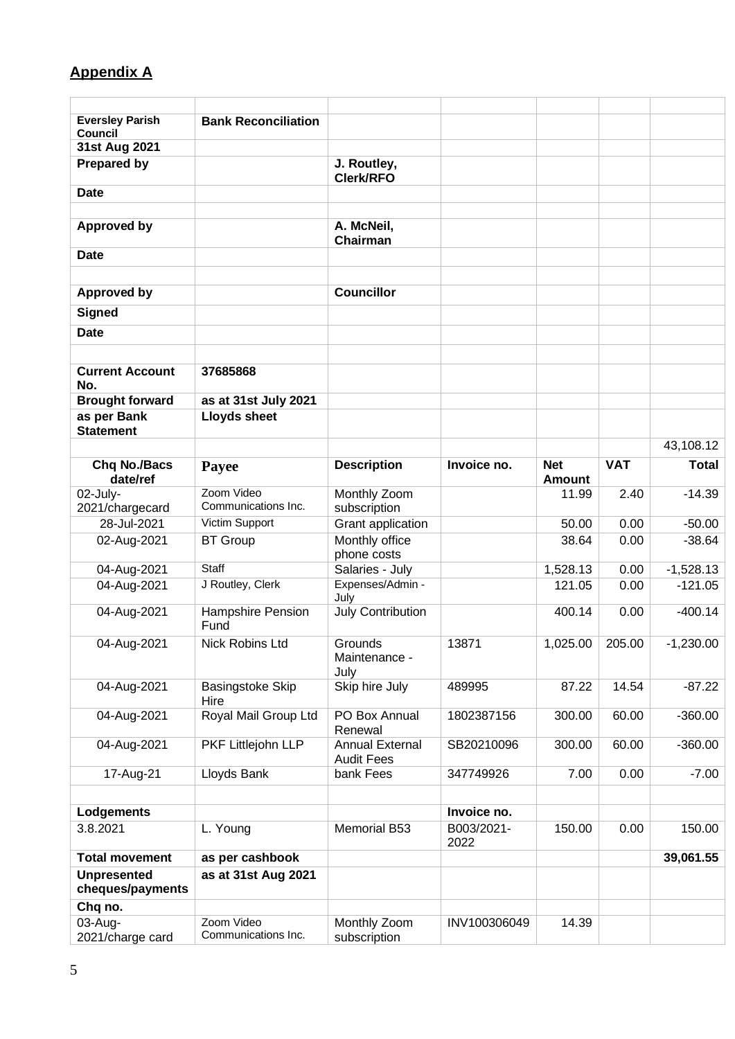## Appendix A

| | | | | | | |
|---|---|---|---|---|---|---|
| **Eversley Parish Council** | **Bank Reconciliation** | | | | | |
| **31st Aug 2021** | | | | | | |
| **Prepared by** | | **J. Routley, Clerk/RFO** | | | | |
| **Date** | | | | | | |
| | | | | | | |
| **Approved by** | | **A. McNeil, Chairman** | | | | |
| **Date** | | | | | | |
| | | | | | | |
| **Approved by** | | **Councillor** | | | | |
| **Signed** | | | | | | |
| **Date** | | | | | | |
| | | | | | | |
| **Current Account No.** | **37685868** | | | | | |
| **Brought forward** | **as at 31st July 2021** | | | | | |
| **as per Bank Statement** | **Lloyds sheet** | | | | | |
| | | | | | | 43,108.12 |
| **Chq No./Bacs date/ref** | **Payee** | **Description** | **Invoice no.** | **Net Amount** | **VAT** | **Total** |
| 02-July-2021/chargecard | Zoom Video Communications Inc. | Monthly Zoom subscription | | 11.99 | 2.40 | -14.39 |
| 28-Jul-2021 | Victim Support | Grant application | | 50.00 | 0.00 | -50.00 |
| 02-Aug-2021 | BT Group | Monthly office phone costs | | 38.64 | 0.00 | -38.64 |
| 04-Aug-2021 | Staff | Salaries - July | | 1,528.13 | 0.00 | -1,528.13 |
| 04-Aug-2021 | J Routley, Clerk | Expenses/Admin - July | | 121.05 | 0.00 | -121.05 |
| 04-Aug-2021 | Hampshire Pension Fund | July Contribution | | 400.14 | 0.00 | -400.14 |
| 04-Aug-2021 | Nick Robins Ltd | Grounds Maintenance - July | 13871 | 1,025.00 | 205.00 | -1,230.00 |
| 04-Aug-2021 | Basingstoke Skip Hire | Skip hire July | 489995 | 87.22 | 14.54 | -87.22 |
| 04-Aug-2021 | Royal Mail Group Ltd | PO Box Annual Renewal | 1802387156 | 300.00 | 60.00 | -360.00 |
| 04-Aug-2021 | PKF Littlejohn LLP | Annual External Audit Fees | SB20210096 | 300.00 | 60.00 | -360.00 |
| 17-Aug-21 | Lloyds Bank | bank Fees | 347749926 | 7.00 | 0.00 | -7.00 |
| | | | | | | |
| **Lodgements** | | | **Invoice no.** | | | |
| 3.8.2021 | L. Young | Memorial B53 | B003/2021-2022 | 150.00 | 0.00 | 150.00 |
| **Total movement** | **as per cashbook** | | | | | **39,061.55** |
| **Unpresented cheques/payments** | **as at 31st Aug 2021** | | | | | |
| **Chq no.** | | | | | | |
| 03-Aug-2021/charge card | Zoom Video Communications Inc. | Monthly Zoom subscription | INV100306049 | 14.39 | | |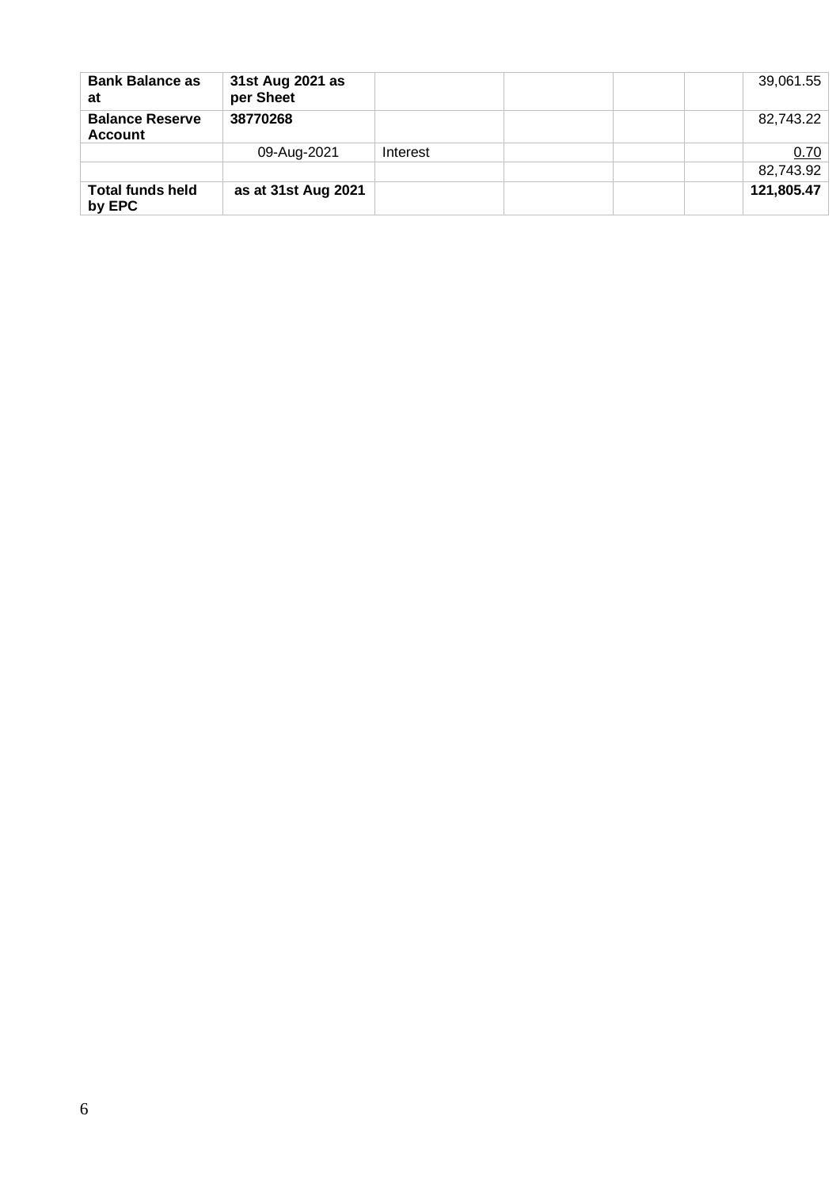| **Bank Balance as at** | **31st Aug 2021 as per Sheet** | | | | | 39,061.55 |
|---|---|---|---|---|---|---|
| **Balance Reserve Account** | **38770268** | | | | | 82,743.22 |
| | 09-Aug-2021 | Interest | | | | 0.70 |
| | | | | | | 82,743.92 |
| **Total funds held by EPC** | **as at 31st Aug 2021** | | | | | **121,805.47** |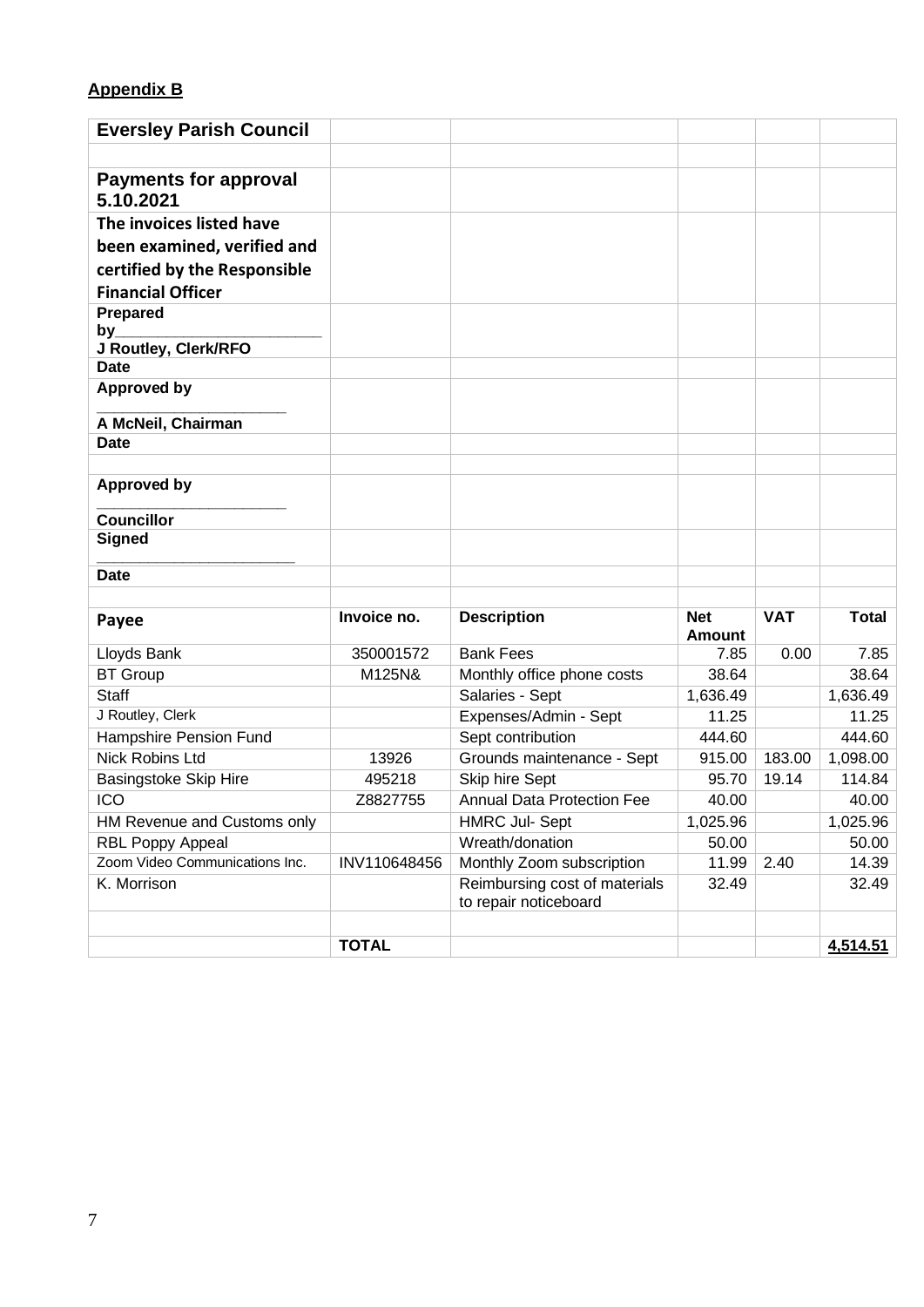**Appendix B**

| Eversley Parish Council | | | | | |
|---|---|---|---|---|---|
| | | | | | |
| **Payments for approval 5.10.2021** | | | | | |
| **The invoices listed have been examined, verified and certified by the Responsible Financial Officer** | | | | | |
| **Prepared by________________________ J Routley, Clerk/RFO** | | | | | |
| **Date** | | | | | |
| **Approved by ______________________ A McNeil, Chairman** | | | | | |
| **Date** | | | | | |
| | | | | | |
| **Approved by ______________________ Councillor** | | | | | |
| **Signed ______________________** | | | | | |
| **Date** | | | | | |
| | | | | | |
| **Payee** | **Invoice no.** | **Description** | **Net Amount** | **VAT** | **Total** |
| Lloyds Bank | 350001572 | Bank Fees | 7.85 | 0.00 | 7.85 |
| BT Group | M125N& | Monthly office phone costs | 38.64 | | 38.64 |
| Staff | | Salaries - Sept | 1,636.49 | | 1,636.49 |
| J Routley, Clerk | | Expenses/Admin - Sept | 11.25 | | 11.25 |
| Hampshire Pension Fund | | Sept contribution | 444.60 | | 444.60 |
| Nick Robins Ltd | 13926 | Grounds maintenance - Sept | 915.00 | 183.00 | 1,098.00 |
| Basingstoke Skip Hire | 495218 | Skip hire Sept | 95.70 | 19.14 | 114.84 |
| ICO | Z8827755 | Annual Data Protection Fee | 40.00 | | 40.00 |
| HM Revenue and Customs only | | HMRC Jul- Sept | 1,025.96 | | 1,025.96 |
| RBL Poppy Appeal | | Wreath/donation | 50.00 | | 50.00 |
| Zoom Video Communications Inc. | INV110648456 | Monthly Zoom subscription | 11.99 | 2.40 | 14.39 |
| K. Morrison | | Reimbursing cost of materials to repair noticeboard | 32.49 | | 32.49 |
| | | | | | |
| | **TOTAL** | | | | **4,514.51** |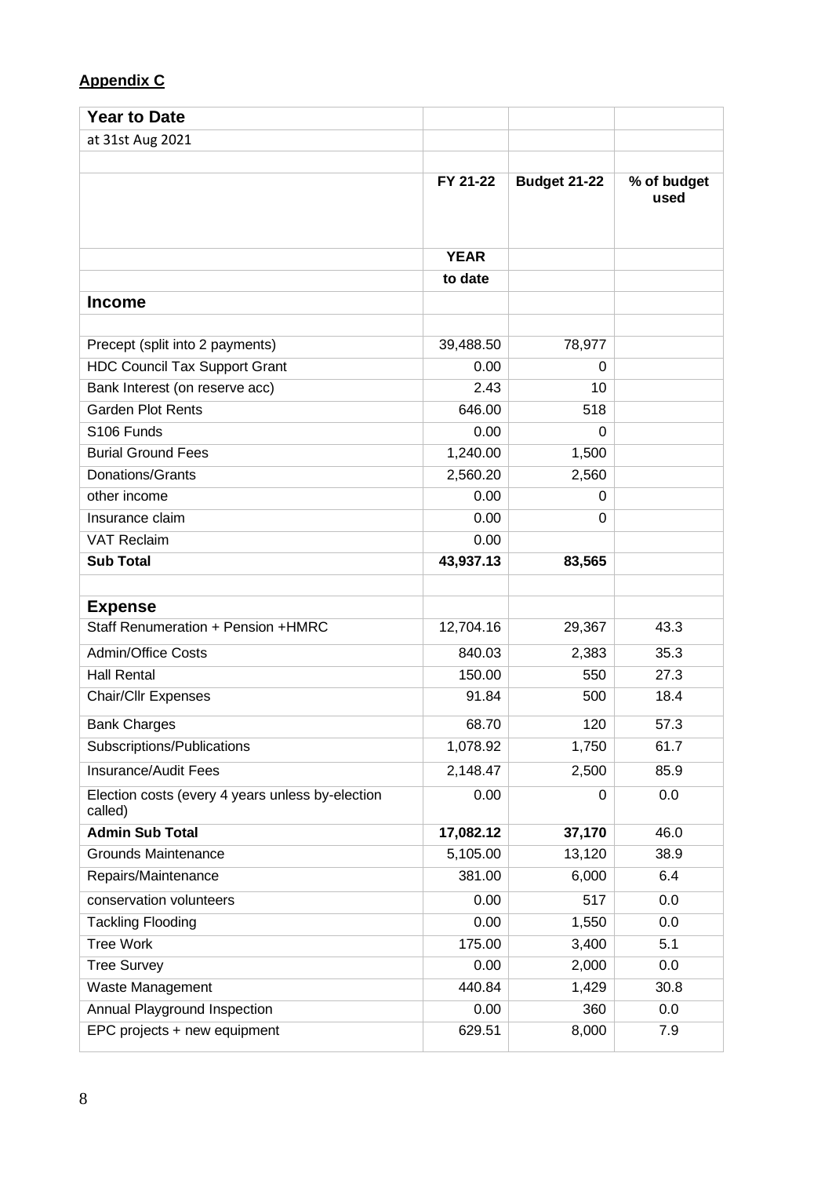**Appendix C**

| Year to Date | | | |
|---|---|---|---|
| at 31st Aug 2021 | | | |
| | | | |
| | FY 21-22 | Budget 21-22 | % of budget used |
| | YEAR | | |
| | to date | | |
| **Income** | | | |
| | | | |
| Precept (split into 2 payments) | 39,488.50 | 78,977 | |
| HDC Council Tax Support Grant | 0.00 | 0 | |
| Bank Interest (on reserve acc) | 2.43 | 10 | |
| Garden Plot Rents | 646.00 | 518 | |
| S106 Funds | 0.00 | 0 | |
| Burial Ground Fees | 1,240.00 | 1,500 | |
| Donations/Grants | 2,560.20 | 2,560 | |
| other income | 0.00 | 0 | |
| Insurance claim | 0.00 | 0 | |
| VAT Reclaim | 0.00 | | |
| **Sub Total** | **43,937.13** | **83,565** | |
| | | | |
| **Expense** | | | |
| Staff Renumeration + Pension +HMRC | 12,704.16 | 29,367 | 43.3 |
| Admin/Office Costs | 840.03 | 2,383 | 35.3 |
| Hall Rental | 150.00 | 550 | 27.3 |
| Chair/Cllr Expenses | 91.84 | 500 | 18.4 |
| Bank Charges | 68.70 | 120 | 57.3 |
| Subscriptions/Publications | 1,078.92 | 1,750 | 61.7 |
| Insurance/Audit Fees | 2,148.47 | 2,500 | 85.9 |
| Election costs (every 4 years unless by-election called) | 0.00 | 0 | 0.0 |
| **Admin Sub Total** | **17,082.12** | **37,170** | 46.0 |
| Grounds Maintenance | 5,105.00 | 13,120 | 38.9 |
| Repairs/Maintenance | 381.00 | 6,000 | 6.4 |
| conservation volunteers | 0.00 | 517 | 0.0 |
| Tackling Flooding | 0.00 | 1,550 | 0.0 |
| Tree Work | 175.00 | 3,400 | 5.1 |
| Tree Survey | 0.00 | 2,000 | 0.0 |
| Waste Management | 440.84 | 1,429 | 30.8 |
| Annual Playground Inspection | 0.00 | 360 | 0.0 |
| EPC projects + new equipment | 629.51 | 8,000 | 7.9 |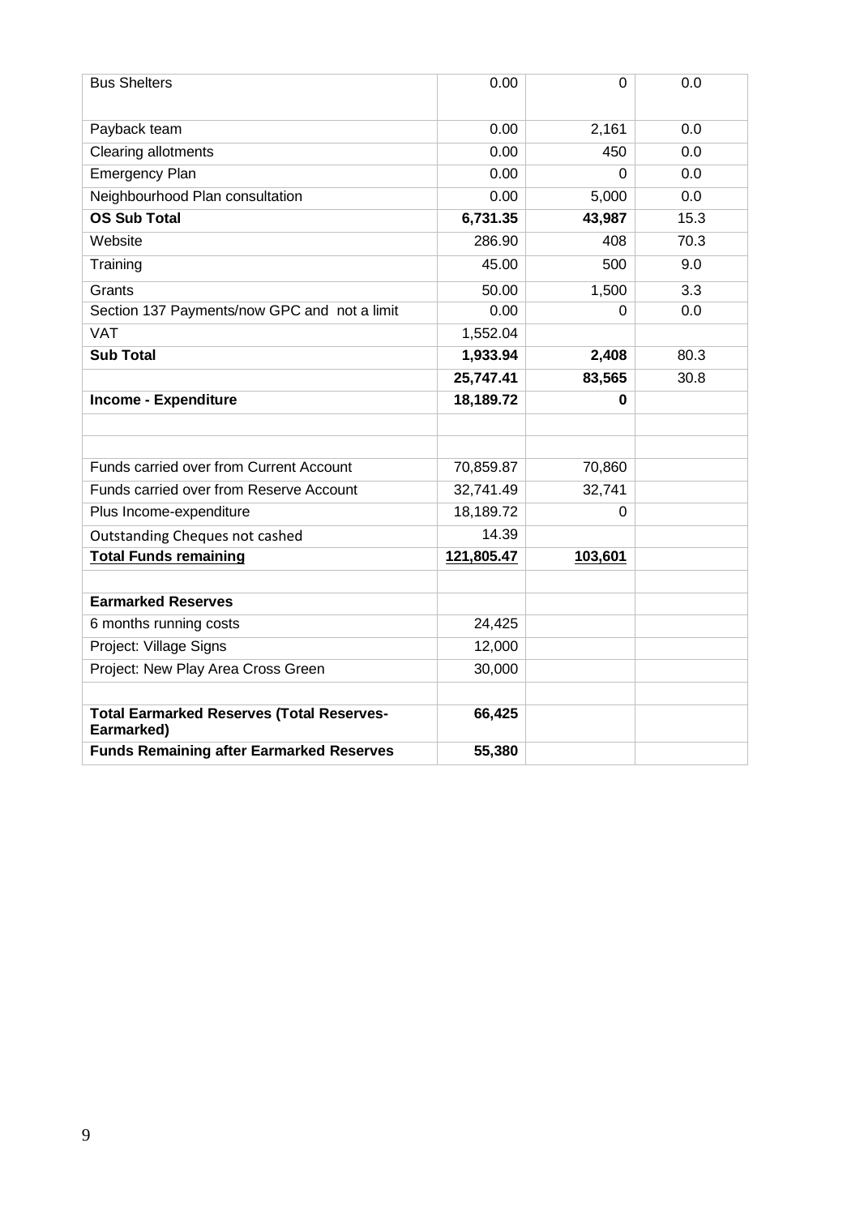| | | | |
|---|---|---|---|
| Bus Shelters | 0.00 | 0 | 0.0 |
| Payback team | 0.00 | 2,161 | 0.0 |
| Clearing allotments | 0.00 | 450 | 0.0 |
| Emergency Plan | 0.00 | 0 | 0.0 |
| Neighbourhood Plan consultation | 0.00 | 5,000 | 0.0 |
| **OS Sub Total** | **6,731.35** | **43,987** | 15.3 |
| Website | 286.90 | 408 | 70.3 |
| Training | 45.00 | 500 | 9.0 |
| Grants | 50.00 | 1,500 | 3.3 |
| Section 137 Payments/now GPC and not a limit | 0.00 | 0 | 0.0 |
| VAT | 1,552.04 | | |
| **Sub Total** | **1,933.94** | **2,408** | 80.3 |
| | **25,747.41** | **83,565** | 30.8 |
| **Income - Expenditure** | **18,189.72** | **0** | |
| | | | |
| | | | |
| Funds carried over from Current Account | 70,859.87 | 70,860 | |
| Funds carried over from Reserve Account | 32,741.49 | 32,741 | |
| Plus Income-expenditure | 18,189.72 | 0 | |
| Outstanding Cheques not cashed | 14.39 | | |
| **Total Funds remaining** | **121,805.47** | **103,601** | |
| | | | |
| **Earmarked Reserves** | | | |
| 6 months running costs | 24,425 | | |
| Project: Village Signs | 12,000 | | |
| Project: New Play Area Cross Green | 30,000 | | |
| | | | |
| **Total Earmarked Reserves (Total Reserves-Earmarked)** | **66,425** | | |
| **Funds Remaining after Earmarked Reserves** | **55,380** | | |